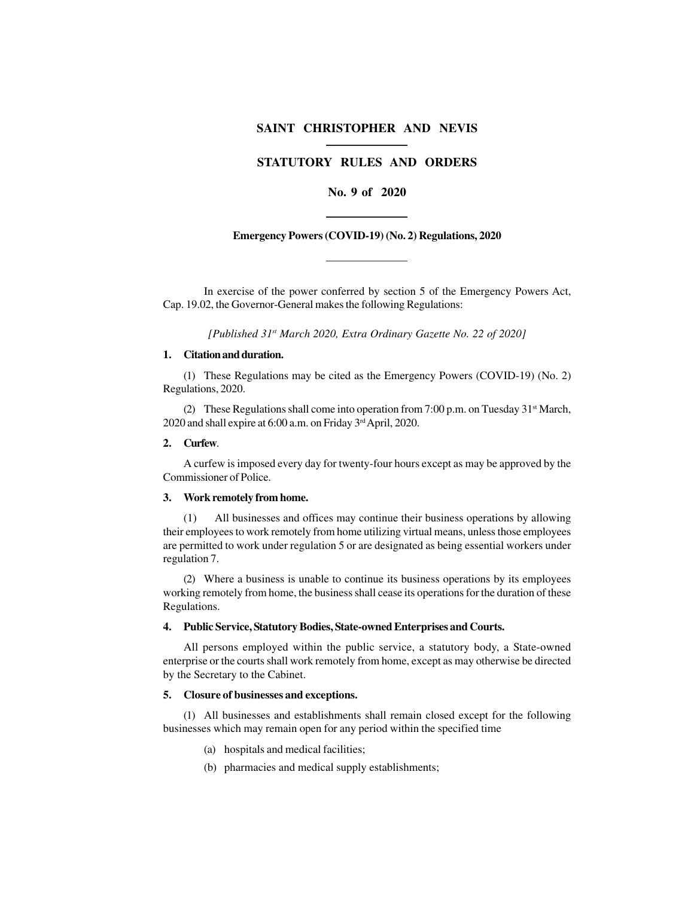# SAINT CHRISTOPHER AND NEVIS

## STATUTORY RULES AND ORDERS

## No. 9 of 2020

### Emergency Powers (COVID-19) (No. 2) Regulations, 2020

In exercise of the power conferred by section 5 of the Emergency Powers Act, Cap. 19.02, the Governor-General makes the following Regulations:

*[Published 31st March 2020, Extra Ordinary Gazette No. 22 of 2020]*

**1. Citation and duration.**

(1) These Regulations may be cited as the Emergency Powers (COVID-19) (No. 2) Regulations, 2020.

(2) These Regulations shall come into operation from 7:00 p.m. on Tuesday 31st March, 2020 and shall expire at 6:00 a.m. on Friday 3rd April, 2020.

**2. Curfew.**

A curfew is imposed every day for twenty-four hours except as may be approved by the Commissioner of Police.

**3. Work remotely from home.**

(1) All businesses and offices may continue their business operations by allowing their employees to work remotely from home utilizing virtual means, unless those employees are permitted to work under regulation 5 or are designated as being essential workers under regulation 7.

(2) Where a business is unable to continue its business operations by its employees working remotely from home, the business shall cease its operations for the duration of these Regulations.

**4. Public Service, Statutory Bodies, State-owned Enterprises and Courts.**

All persons employed within the public service, a statutory body, a State-owned enterprise or the courts shall work remotely from home, except as may otherwise be directed by the Secretary to the Cabinet.

**5. Closure of businesses and exceptions.**

(1) All businesses and establishments shall remain closed except for the following businesses which may remain open for any period within the specified time

(a) hospitals and medical facilities;

(b) pharmacies and medical supply establishments;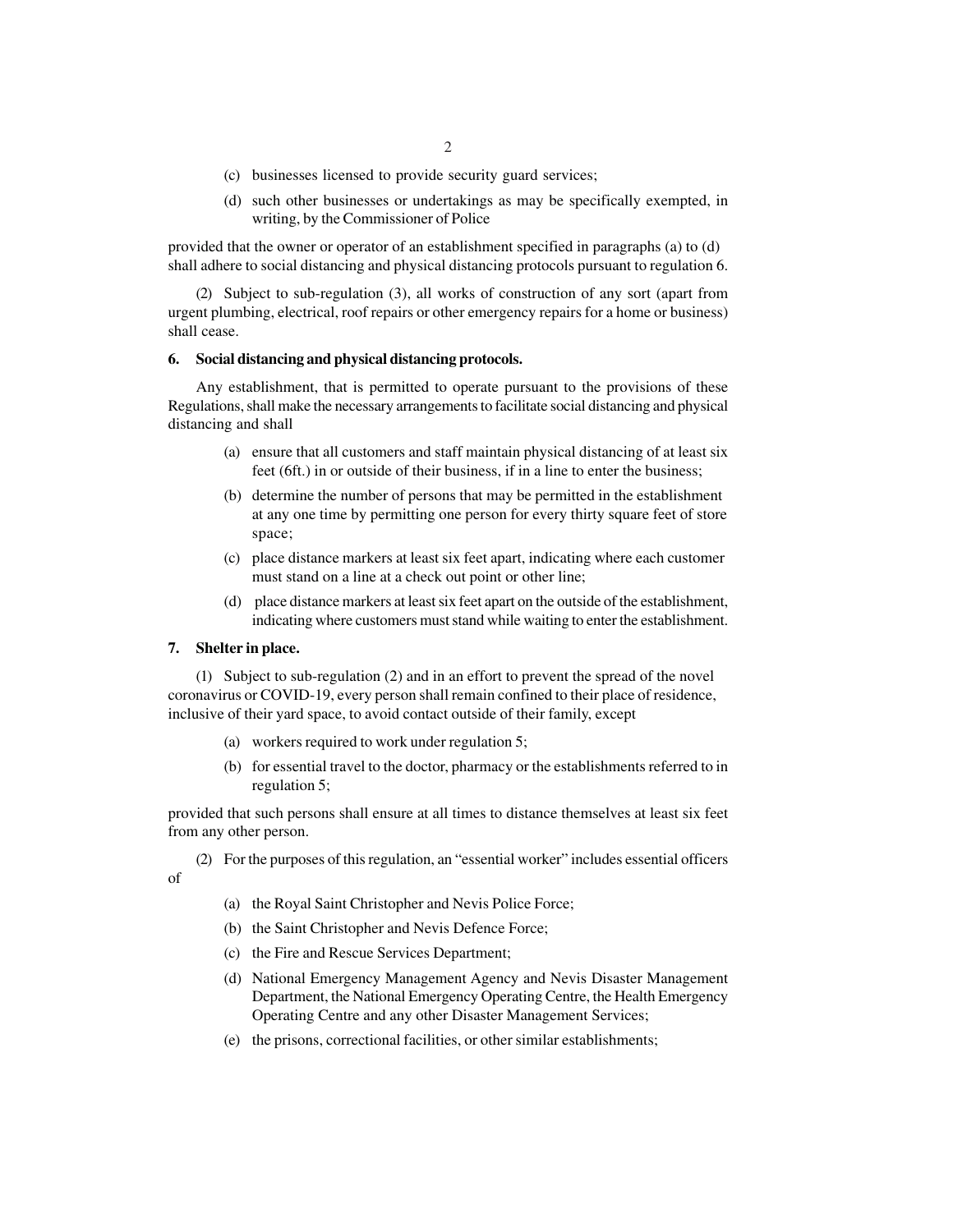(c) businesses licensed to provide security guard services;

(d) such other businesses or undertakings as may be specifically exempted, in writing, by the Commissioner of Police

provided that the owner or operator of an establishment specified in paragraphs (a) to (d) shall adhere to social distancing and physical distancing protocols pursuant to regulation 6.

(2) Subject to sub-regulation (3), all works of construction of any sort (apart from urgent plumbing, electrical, roof repairs or other emergency repairs for a home or business) shall cease.

**6. Social distancing and physical distancing protocols.**

Any establishment, that is permitted to operate pursuant to the provisions of these Regulations, shall make the necessary arrangements to facilitate social distancing and physical distancing and shall

(a) ensure that all customers and staff maintain physical distancing of at least six feet (6ft.) in or outside of their business, if in a line to enter the business;

(b) determine the number of persons that may be permitted in the establishment at any one time by permitting one person for every thirty square feet of store space;

(c) place distance markers at least six feet apart, indicating where each customer must stand on a line at a check out point or other line;

(d) place distance markers at least six feet apart on the outside of the establishment, indicating where customers must stand while waiting to enter the establishment.

**7. Shelter in place.**

(1) Subject to sub-regulation (2) and in an effort to prevent the spread of the novel coronavirus or COVID-19, every person shall remain confined to their place of residence, inclusive of their yard space, to avoid contact outside of their family, except

(a) workers required to work under regulation 5;

(b) for essential travel to the doctor, pharmacy or the establishments referred to in regulation 5;

provided that such persons shall ensure at all times to distance themselves at least six feet from any other person.

(2) For the purposes of this regulation, an "essential worker" includes essential officers of

(a) the Royal Saint Christopher and Nevis Police Force;

(b) the Saint Christopher and Nevis Defence Force;

(c) the Fire and Rescue Services Department;

(d) National Emergency Management Agency and Nevis Disaster Management Department, the National Emergency Operating Centre, the Health Emergency Operating Centre and any other Disaster Management Services;

(e) the prisons, correctional facilities, or other similar establishments;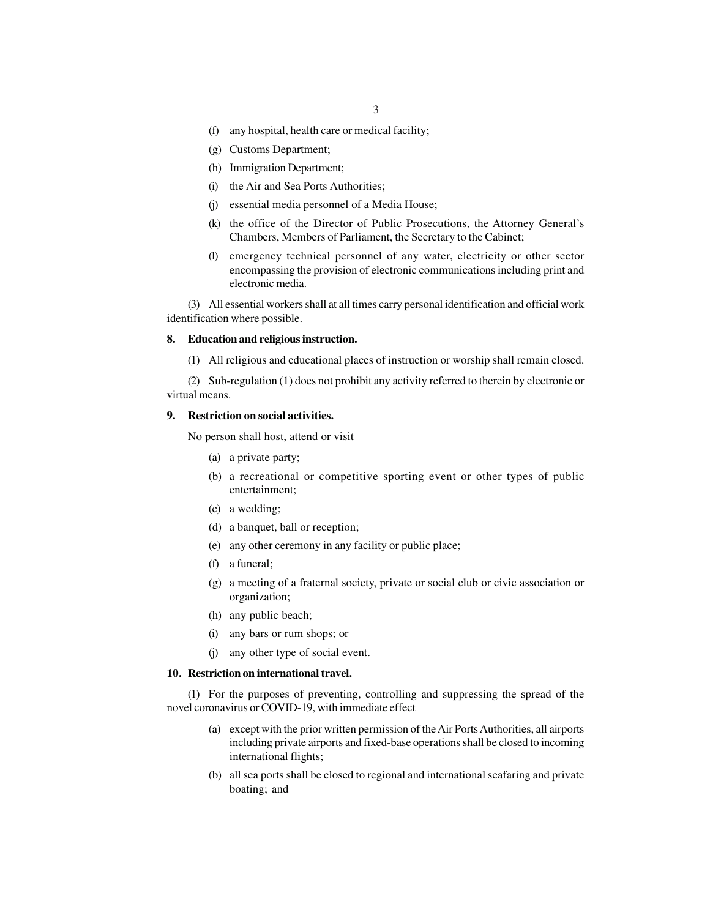(f) any hospital, health care or medical facility;

(g) Customs Department;

(h) Immigration Department;

(i) the Air and Sea Ports Authorities;

(j) essential media personnel of a Media House;

(k) the office of the Director of Public Prosecutions, the Attorney General's Chambers, Members of Parliament, the Secretary to the Cabinet;

(l) emergency technical personnel of any water, electricity or other sector encompassing the provision of electronic communications including print and electronic media.

(3) All essential workers shall at all times carry personal identification and official work identification where possible.

**8. Education and religious instruction.**

(1) All religious and educational places of instruction or worship shall remain closed.

(2) Sub-regulation (1) does not prohibit any activity referred to therein by electronic or virtual means.

**9. Restriction on social activities.**

No person shall host, attend or visit

(a) a private party;

(b) a recreational or competitive sporting event or other types of public entertainment;

(c) a wedding;

(d) a banquet, ball or reception;

(e) any other ceremony in any facility or public place;

(f) a funeral;

(g) a meeting of a fraternal society, private or social club or civic association or organization;

(h) any public beach;

(i) any bars or rum shops; or

(j) any other type of social event.

**10. Restriction on international travel.**

(1) For the purposes of preventing, controlling and suppressing the spread of the novel coronavirus or COVID-19, with immediate effect

(a) except with the prior written permission of the Air Ports Authorities, all airports including private airports and fixed-base operations shall be closed to incoming international flights;

(b) all sea ports shall be closed to regional and international seafaring and private boating; and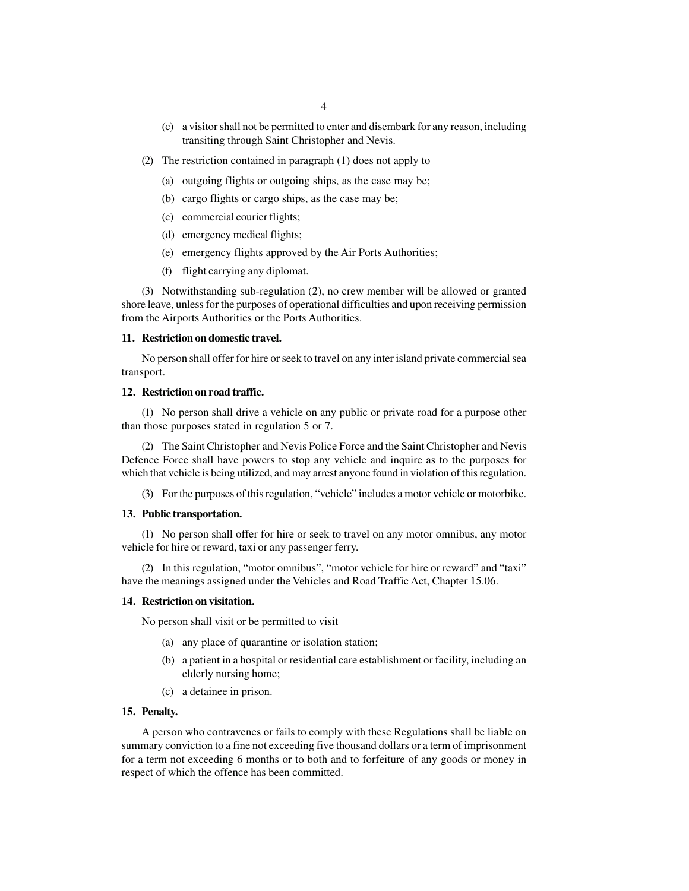(c) a visitor shall not be permitted to enter and disembark for any reason, including transiting through Saint Christopher and Nevis.

(2) The restriction contained in paragraph (1) does not apply to

(a) outgoing flights or outgoing ships, as the case may be;

(b) cargo flights or cargo ships, as the case may be;

(c) commercial courier flights;

(d) emergency medical flights;

(e) emergency flights approved by the Air Ports Authorities;

(f) flight carrying any diplomat.

(3) Notwithstanding sub-regulation (2), no crew member will be allowed or granted shore leave, unless for the purposes of operational difficulties and upon receiving permission from the Airports Authorities or the Ports Authorities.

**11. Restriction on domestic travel.**

No person shall offer for hire or seek to travel on any inter island private commercial sea transport.

**12. Restriction on road traffic.**

(1) No person shall drive a vehicle on any public or private road for a purpose other than those purposes stated in regulation 5 or 7.

(2) The Saint Christopher and Nevis Police Force and the Saint Christopher and Nevis Defence Force shall have powers to stop any vehicle and inquire as to the purposes for which that vehicle is being utilized, and may arrest anyone found in violation of this regulation.

(3) For the purposes of this regulation, "vehicle" includes a motor vehicle or motorbike.

**13. Public transportation.**

(1) No person shall offer for hire or seek to travel on any motor omnibus, any motor vehicle for hire or reward, taxi or any passenger ferry.

(2) In this regulation, "motor omnibus", "motor vehicle for hire or reward" and "taxi" have the meanings assigned under the Vehicles and Road Traffic Act, Chapter 15.06.

**14. Restriction on visitation.**

No person shall visit or be permitted to visit

(a) any place of quarantine or isolation station;

(b) a patient in a hospital or residential care establishment or facility, including an elderly nursing home;

(c) a detainee in prison.

**15. Penalty.**

A person who contravenes or fails to comply with these Regulations shall be liable on summary conviction to a fine not exceeding five thousand dollars or a term of imprisonment for a term not exceeding 6 months or to both and to forfeiture of any goods or money in respect of which the offence has been committed.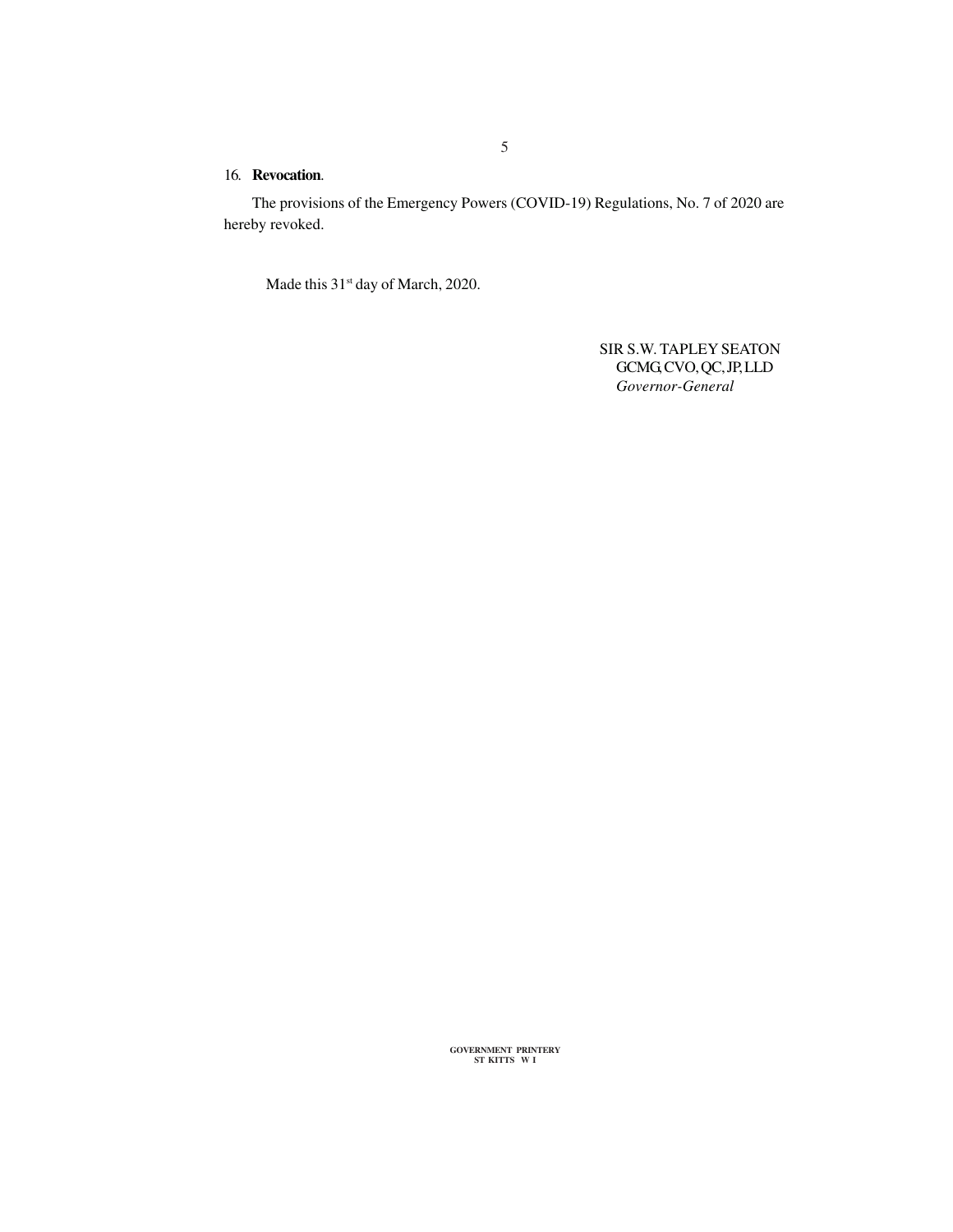16. **Revocation**.

The provisions of the Emergency Powers (COVID-19) Regulations, No. 7 of 2020 are hereby revoked.

Made this 31st day of March, 2020.

SIR S.W. TAPLEY SEATON
GCMG, CVO, QC, JP, LLD
*Governor-General*

GOVERNMENT PRINTERY
ST KITTS W I